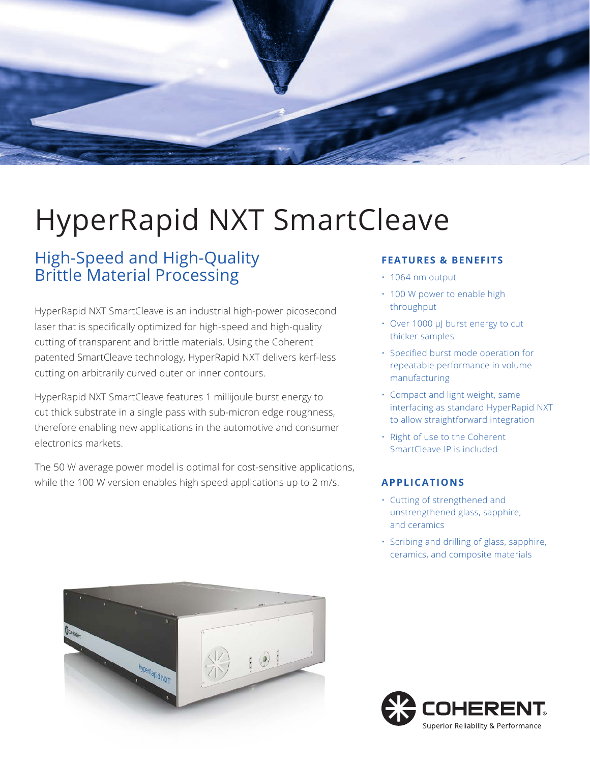# HyperRapid NXT SmartCleave

## High-Speed and High-Quality Brittle Material Processing

HyperRapid NXT SmartCleave is an industrial high-power picosecond laser that is specifically optimized for high-speed and high-quality cutting of transparent and brittle materials. Using the Coherent patented SmartCleave technology, HyperRapid NXT delivers kerf-less cutting on arbitrarily curved outer or inner contours.

HyperRapid NXT SmartCleave features 1 millijoule burst energy to cut thick substrate in a single pass with sub-micron edge roughness, therefore enabling new applications in the automotive and consumer electronics markets.

The 50 W average power model is optimal for cost-sensitive applications, while the 100 W version enables high speed applications up to 2 m/s.

### FEATURES & BENEFITS

- 1064 nm output
- 100 W power to enable high throughput
- Over 1000 μJ burst energy to cut thicker samples
- Specified burst mode operation for repeatable performance in volume manufacturing
- Compact and light weight, same interfacing as standard HyperRapid NXT to allow straightforward integration
- Right of use to the Coherent SmartCleave IP is included

### APPLICATIONS

- Cutting of strengthened and unstrengthened glass, sapphire, and ceramics
- Scribing and drilling of glass, sapphire, ceramics, and composite materials

COHERENT® Superior Reliability & Performance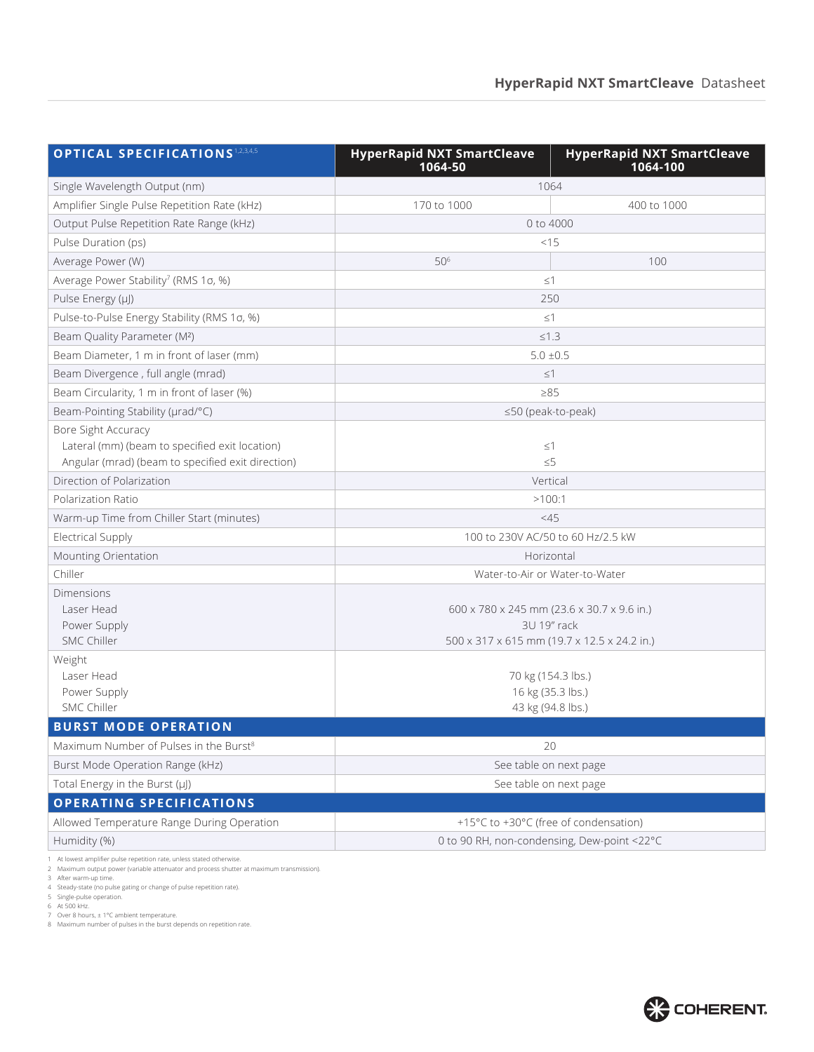| OPTICAL SPECIFICATIONS[1,2,3,4,5] | HyperRapid NXT SmartCleave 1064-50 | HyperRapid NXT SmartCleave 1064-100 |
|---|---|---|
| Single Wavelength Output (nm) | 1064 | |
| Amplifier Single Pulse Repetition Rate (kHz) | 170 to 1000 | 400 to 1000 |
| Output Pulse Repetition Rate Range (kHz) | 0 to 4000 | |
| Pulse Duration (ps) | <15 | |
| Average Power (W) | 50[6] | 100 |
| Average Power Stability[7] (RMS 1σ, %) | ≤1 | |
| Pulse Energy (µJ) | 250 | |
| Pulse-to-Pulse Energy Stability (RMS 1σ, %) | ≤1 | |
| Beam Quality Parameter ($M^2$) | ≤1.3 | |
| Beam Diameter, 1 m in front of laser (mm) | 5.0 ±0.5 | |
| Beam Divergence , full angle (mrad) | ≤1 | |
| Beam Circularity, 1 m in front of laser (%) | ≥85 | |
| Beam-Pointing Stability (µrad/°C) | ≤50 (peak-to-peak) | |
| Bore Sight Accuracy | | |
| Lateral (mm) (beam to specified exit location) | ≤1 | |
| Angular (mrad) (beam to specified exit direction) | ≤5 | |
| Direction of Polarization | Vertical | |
| Polarization Ratio | >100:1 | |
| Warm-up Time from Chiller Start (minutes) | <45 | |
| Electrical Supply | 100 to 230V AC/50 to 60 Hz/2.5 kW | |
| Mounting Orientation | Horizontal | |
| Chiller | Water-to-Air or Water-to-Water | |
| Dimensions | | |
| Laser Head | 600 x 780 x 245 mm (23.6 x 30.7 x 9.6 in.) | |
| Power Supply | 3U 19" rack | |
| SMC Chiller | 500 x 317 x 615 mm (19.7 x 12.5 x 24.2 in.) | |
| Weight | | |
| Laser Head | 70 kg (154.3 lbs.) | |
| Power Supply | 16 kg (35.3 lbs.) | |
| SMC Chiller | 43 kg (94.8 lbs.) | |
| **BURST MODE OPERATION** | | |
| Maximum Number of Pulses in the Burst[8] | 20 | |
| Burst Mode Operation Range (kHz) | See table on next page | |
| Total Energy in the Burst (µJ) | See table on next page | |
| **OPERATING SPECIFICATIONS** | | |
| Allowed Temperature Range During Operation | +15°C to +30°C (free of condensation) | |
| Humidity (%) | 0 to 90 RH, non-condensing, Dew-point <22°C | |

1 At lowest amplifier pulse repetition rate, unless stated otherwise.
2 Maximum output power (variable attenuator and process shutter at maximum transmission).
3 After warm-up time.
4 Steady-state (no pulse gating or change of pulse repetition rate).
5 Single-pulse operation.
6 At 500 kHz.
7 Over 8 hours, ± 1°C ambient temperature.
8 Maximum number of pulses in the burst depends on repetition rate.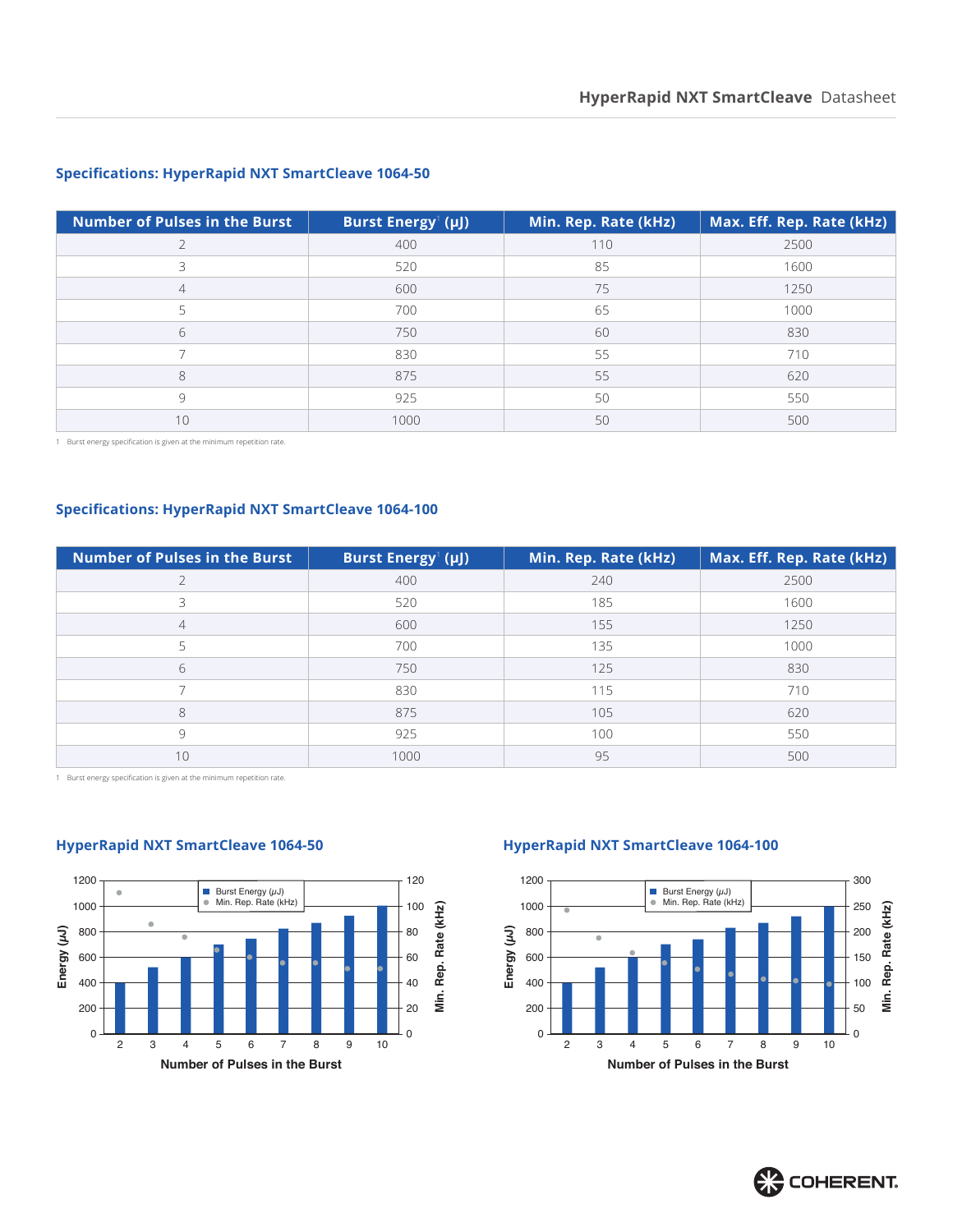## Specifications: HyperRapid NXT SmartCleave 1064-50

| Number of Pulses in the Burst | Burst Energy[1] (µJ) | Min. Rep. Rate (kHz) | Max. Eff. Rep. Rate (kHz) |
|---|---|---|---|
| 2 | 400 | 110 | 2500 |
| 3 | 520 | 85 | 1600 |
| 4 | 600 | 75 | 1250 |
| 5 | 700 | 65 | 1000 |
| 6 | 750 | 60 | 830 |
| 7 | 830 | 55 | 710 |
| 8 | 875 | 55 | 620 |
| 9 | 925 | 50 | 550 |
| 10 | 1000 | 50 | 500 |

1 Burst energy specification is given at the minimum repetition rate.

## Specifications: HyperRapid NXT SmartCleave 1064-100

| Number of Pulses in the Burst | Burst Energy[1] (µJ) | Min. Rep. Rate (kHz) | Max. Eff. Rep. Rate (kHz) |
|---|---|---|---|
| 2 | 400 | 240 | 2500 |
| 3 | 520 | 185 | 1600 |
| 4 | 600 | 155 | 1250 |
| 5 | 700 | 135 | 1000 |
| 6 | 750 | 125 | 830 |
| 7 | 830 | 115 | 710 |
| 8 | 875 | 105 | 620 |
| 9 | 925 | 100 | 550 |
| 10 | 1000 | 95 | 500 |

1 Burst energy specification is given at the minimum repetition rate.

## HyperRapid NXT SmartCleave 1064-50

## HyperRapid NXT SmartCleave 1064-100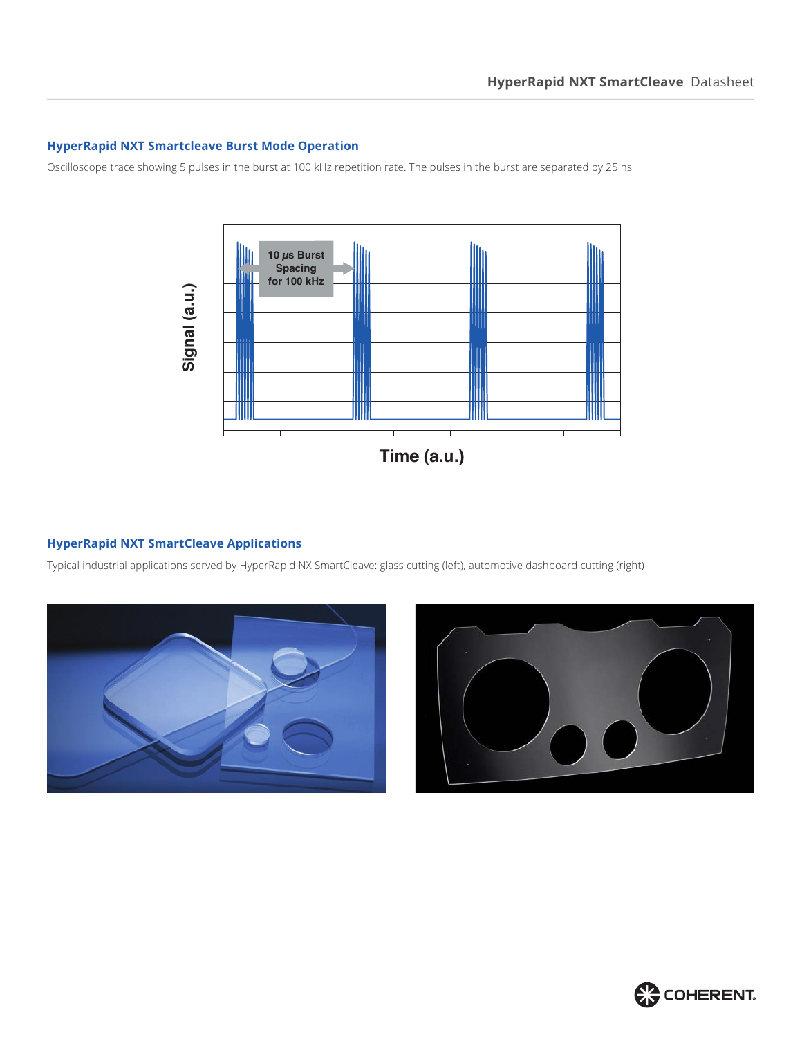## HyperRapid NXT Smartcleave Burst Mode Operation

Oscilloscope trace showing 5 pulses in the burst at 100 kHz repetition rate. The pulses in the burst are separated by 25 ns

## HyperRapid NXT SmartCleave Applications

Typical industrial applications served by HyperRapid NX SmartCleave: glass cutting (left), automotive dashboard cutting (right)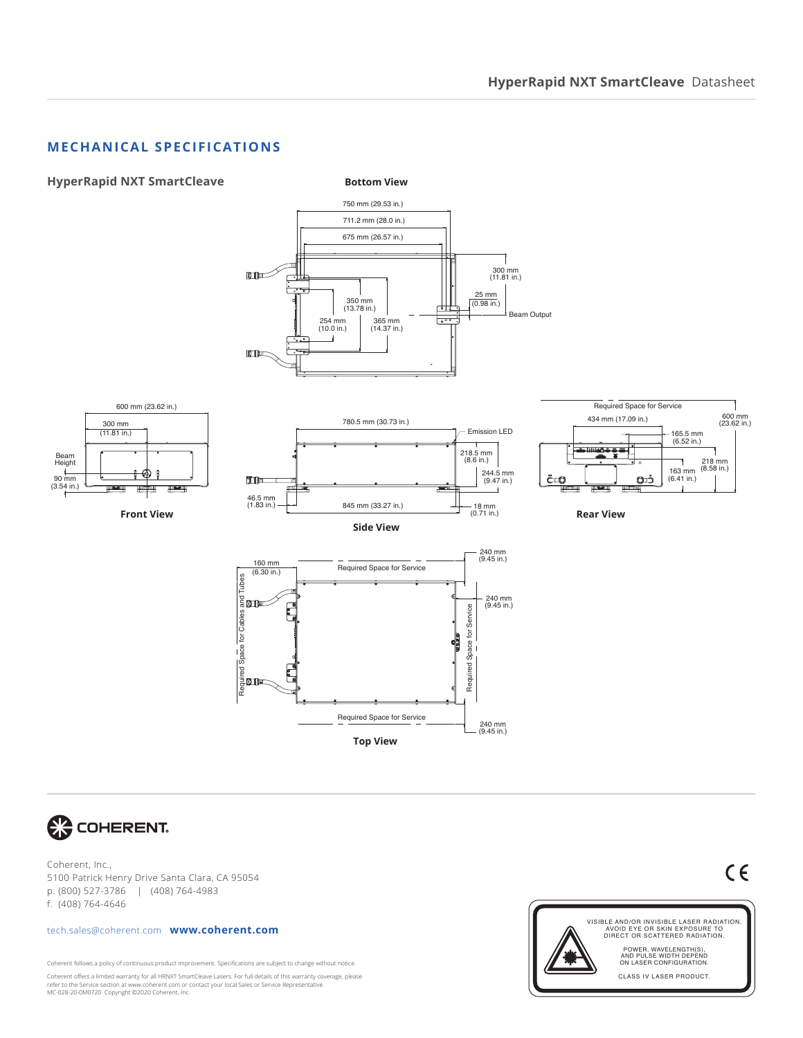## MECHANICAL SPECIFICATIONS

### HyperRapid NXT SmartCleave

**Bottom View**

750 mm (29.53 in.)
711.2 mm (28.0 in.)
675 mm (26.57 in.)
300 mm (11.81 in.)
25 mm (0.98 in.)
Beam Output
350 mm (13.78 in.)
254 mm (10.0 in.)
365 mm (14.37 in.)

**Front View**

600 mm (23.62 in.)
300 mm (11.81 in.)
Beam Height
90 mm (3.54 in.)

**Side View**

780.5 mm (30.73 in.)
Emission LED
218.5 mm (8.6 in.)
244.5 mm (9.47 in.)
46.5 mm (1.83 in.)
845 mm (33.27 in.)
18 mm (0.71 in.)

**Rear View**

Required Space for Service
434 mm (17.09 in.)
600 mm (23.62 in.)
165.5 mm (6.52 in.)
218 mm (8.58 in.)
163 mm (6.41 in.)

**Top View**

160 mm (6.30 in.)
Required Space for Service
240 mm (9.45 in.)
240 mm (9.45 in.)
Required Space for Cables and Tubes
Required Space for Service
Required Space for Service
240 mm (9.45 in.)

COHERENT.

Coherent, Inc.,
5100 Patrick Henry Drive Santa Clara, CA 95054
p. (800) 527-3786 | (408) 764-4983
f. (408) 764-4646

tech.sales@coherent.com **www.coherent.com**

Coherent follows a policy of continuous product improvement. Specifications are subject to change without notice.

Coherent offers a limited warranty for all HRNXT SmartCleave Lasers. For full details of this warranty coverage, please refer to the Service section at www.coherent.com or contact your local Sales or Service Representative.
MC-028-20-0M0720 Copyright ©2020 Coherent, Inc.

CE

VISIBLE AND/OR INVISIBLE LASER RADIATION. AVOID EYE OR SKIN EXPOSURE TO DIRECT OR SCATTERED RADIATION.

POWER, WAVELENGTH(S), AND PULSE WIDTH DEPEND ON LASER CONFIGURATION.

CLASS IV LASER PRODUCT.